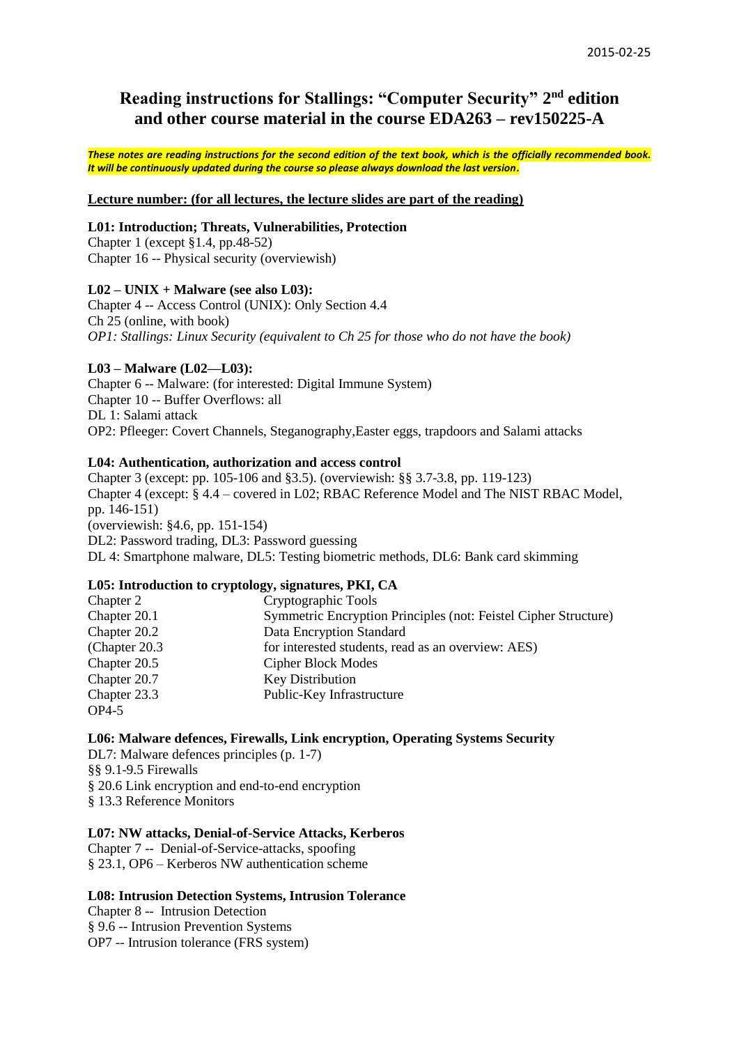2015-02-25

# Reading instructions for Stallings: "Computer Security" 2nd edition and other course material in the course EDA263 – rev150225-A

***These notes are reading instructions for the second edition of the text book, which is the officially recommended book. It will be continuously updated during the course so please always download the last version.***

**Lecture number: (for all lectures, the lecture slides are part of the reading)**

**L01: Introduction; Threats, Vulnerabilities, Protection**

Chapter 1 (except §1.4, pp.48-52)
Chapter 16 -- Physical security (overviewish)

**L02 – UNIX + Malware (see also L03):**

Chapter 4 -- Access Control (UNIX): Only Section 4.4
Ch 25 (online, with book)
*OP1: Stallings: Linux Security (equivalent to Ch 25 for those who do not have the book)*

**L03 – Malware (L02—L03):**

Chapter 6 -- Malware: (for interested: Digital Immune System)
Chapter 10 -- Buffer Overflows: all
DL 1: Salami attack
OP2: Pfleeger: Covert Channels, Steganography,Easter eggs, trapdoors and Salami attacks

**L04: Authentication, authorization and access control**

Chapter 3 (except: pp. 105-106 and §3.5). (overviewish: §§ 3.7-3.8, pp. 119-123)
Chapter 4 (except: § 4.4 – covered in L02; RBAC Reference Model and The NIST RBAC Model, pp. 146-151)
(overviewish: §4.6, pp. 151-154)
DL2: Password trading, DL3: Password guessing
DL 4: Smartphone malware, DL5: Testing biometric methods, DL6: Bank card skimming

**L05: Introduction to cryptology, signatures, PKI, CA**

| | |
|---|---|
| Chapter 2 | Cryptographic Tools |
| Chapter 20.1 | Symmetric Encryption Principles (not: Feistel Cipher Structure) |
| Chapter 20.2 | Data Encryption Standard |
| (Chapter 20.3 | for interested students, read as an overview: AES) |
| Chapter 20.5 | Cipher Block Modes |
| Chapter 20.7 | Key Distribution |
| Chapter 23.3 | Public-Key Infrastructure |
| OP4-5 | |

**L06: Malware defences, Firewalls, Link encryption, Operating Systems Security**

DL7: Malware defences principles (p. 1-7)
§§ 9.1-9.5 Firewalls
§ 20.6 Link encryption and end-to-end encryption
§ 13.3 Reference Monitors

**L07: NW attacks, Denial-of-Service Attacks, Kerberos**

Chapter 7 -- Denial-of-Service-attacks, spoofing
§ 23.1, OP6 – Kerberos NW authentication scheme

**L08: Intrusion Detection Systems, Intrusion Tolerance**

Chapter 8 -- Intrusion Detection
§ 9.6 -- Intrusion Prevention Systems
OP7 -- Intrusion tolerance (FRS system)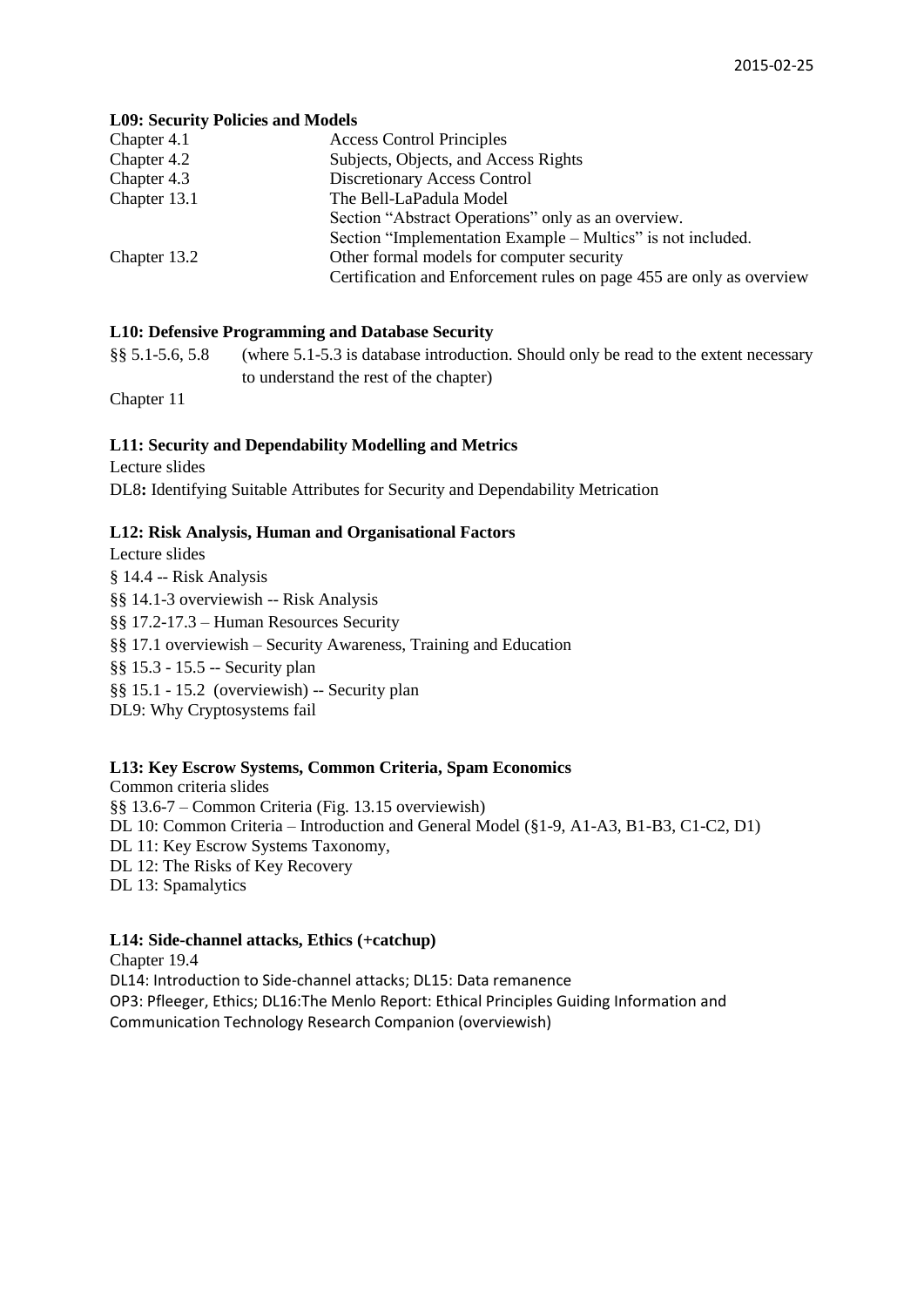**L09: Security Policies and Models**

| | |
|---|---|
| Chapter 4.1 | Access Control Principles |
| Chapter 4.2 | Subjects, Objects, and Access Rights |
| Chapter 4.3 | Discretionary Access Control |
| Chapter 13.1 | The Bell-LaPadula Model |
| | Section "Abstract Operations" only as an overview. |
| | Section "Implementation Example – Multics" is not included. |
| Chapter 13.2 | Other formal models for computer security |
| | Certification and Enforcement rules on page 455 are only as overview |

**L10: Defensive Programming and Database Security**

§§ 5.1-5.6, 5.8 (where 5.1-5.3 is database introduction. Should only be read to the extent necessary to understand the rest of the chapter)

Chapter 11

**L11: Security and Dependability Modelling and Metrics**

Lecture slides

DL8**:** Identifying Suitable Attributes for Security and Dependability Metrication

**L12: Risk Analysis, Human and Organisational Factors**

Lecture slides

§ 14.4 -- Risk Analysis

§§ 14.1-3 overviewish -- Risk Analysis

§§ 17.2-17.3 – Human Resources Security

§§ 17.1 overviewish – Security Awareness, Training and Education

§§ 15.3 - 15.5 -- Security plan

§§ 15.1 - 15.2 (overviewish) -- Security plan

DL9: Why Cryptosystems fail

**L13: Key Escrow Systems, Common Criteria, Spam Economics**

Common criteria slides

§§ 13.6-7 – Common Criteria (Fig. 13.15 overviewish)

DL 10: Common Criteria – Introduction and General Model (§1-9, A1-A3, B1-B3, C1-C2, D1)

DL 11: Key Escrow Systems Taxonomy,

DL 12: The Risks of Key Recovery

DL 13: Spamalytics

**L14: Side-channel attacks, Ethics (+catchup)**

Chapter 19.4

DL14: Introduction to Side-channel attacks; DL15: Data remanence

OP3: Pfleeger, Ethics; DL16:The Menlo Report: Ethical Principles Guiding Information and Communication Technology Research Companion (overviewish)